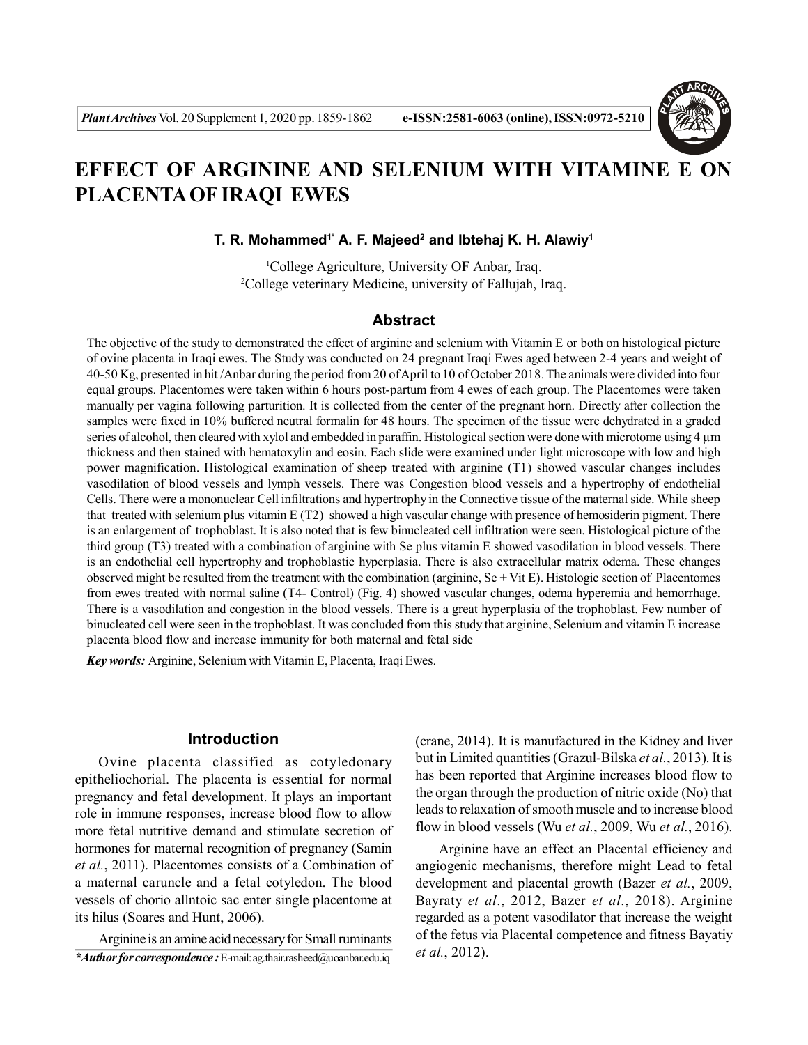# EFFECT OF ARGININE AND SELENIUM WITH VITAMINE E ON PLACENTA OF IRAQI EWES

**T. R. Mohammed[1*] A. F. Majeed[2] and Ibtehaj K. H. Alawiy[1]**

[1]College Agriculture, University OF Anbar, Iraq.
[2]College veterinary Medicine, university of Fallujah, Iraq.

## Abstract

The objective of the study to demonstrated the effect of arginine and selenium with Vitamin E or both on histological picture of ovine placenta in Iraqi ewes. The Study was conducted on 24 pregnant Iraqi Ewes aged between 2-4 years and weight of 40-50 Kg, presented in hit /Anbar during the period from 20 of April to 10 of October 2018. The animals were divided into four equal groups. Placentomes were taken within 6 hours post-partum from 4 ewes of each group. The Placentomes were taken manually per vagina following parturition. It is collected from the center of the pregnant horn. Directly after collection the samples were fixed in 10% buffered neutral formalin for 48 hours. The specimen of the tissue were dehydrated in a graded series of alcohol, then cleared with xylol and embedded in paraffin. Histological section were done with microtome using 4 µm thickness and then stained with hematoxylin and eosin. Each slide were examined under light microscope with low and high power magnification. Histological examination of sheep treated with arginine (T1) showed vascular changes includes vasodilation of blood vessels and lymph vessels. There was Congestion blood vessels and a hypertrophy of endothelial Cells. There were a mononuclear Cell infiltrations and hypertrophy in the Connective tissue of the maternal side. While sheep that treated with selenium plus vitamin E (T2) showed a high vascular change with presence of hemosiderin pigment. There is an enlargement of trophoblast. It is also noted that is few binucleated cell infiltration were seen. Histological picture of the third group (T3) treated with a combination of arginine with Se plus vitamin E showed vasodilation in blood vessels. There is an endothelial cell hypertrophy and trophoblastic hyperplasia. There is also extracellular matrix odema. These changes observed might be resulted from the treatment with the combination (arginine, Se + Vit E). Histologic section of Placentomes from ewes treated with normal saline (T4- Control) (Fig. 4) showed vascular changes, odema hyperemia and hemorrhage. There is a vasodilation and congestion in the blood vessels. There is a great hyperplasia of the trophoblast. Few number of binucleated cell were seen in the trophoblast. It was concluded from this study that arginine, Selenium and vitamin E increase placenta blood flow and increase immunity for both maternal and fetal side

***Key words:*** Arginine, Selenium with Vitamin E, Placenta, Iraqi Ewes.

## Introduction

Ovine placenta classified as cotyledonary epitheliochorial. The placenta is essential for normal pregnancy and fetal development. It plays an important role in immune responses, increase blood flow to allow more fetal nutritive demand and stimulate secretion of hormones for maternal recognition of pregnancy (Samin *et al.*, 2011). Placentomes consists of a Combination of a maternal caruncle and a fetal cotyledon. The blood vessels of chorio allntoic sac enter single placentome at its hilus (Soares and Hunt, 2006).

Arginine is an amine acid necessary for Small ruminants (crane, 2014). It is manufactured in the Kidney and liver but in Limited quantities (Grazul-Bilska *et al.*, 2013). It is has been reported that Arginine increases blood flow to the organ through the production of nitric oxide (No) that leads to relaxation of smooth muscle and to increase blood flow in blood vessels (Wu *et al.*, 2009, Wu *et al.*, 2016).

Arginine have an effect an Placental efficiency and angiogenic mechanisms, therefore might Lead to fetal development and placental growth (Bazer *et al.*, 2009, Bayraty *et al.*, 2012, Bazer *et al.*, 2018). Arginine regarded as a potent vasodilator that increase the weight of the fetus via Placental competence and fitness Bayatiy *et al.*, 2012).

***Author for correspondence :** E-mail: ag.thair.rasheed@uoanbar.edu.iq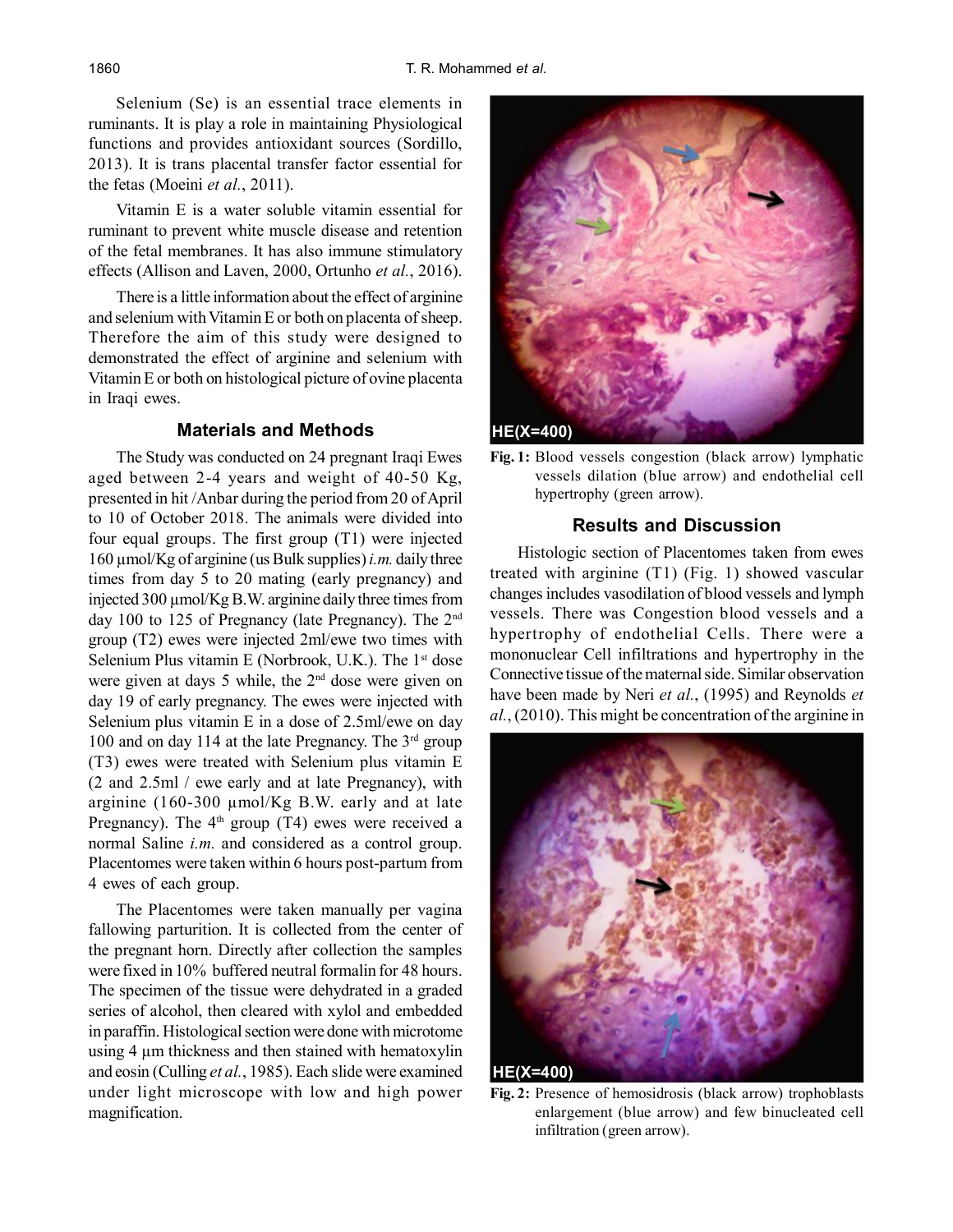Selenium (Se) is an essential trace elements in ruminants. It is play a role in maintaining Physiological functions and provides antioxidant sources (Sordillo, 2013). It is trans placental transfer factor essential for the fetas (Moeini *et al.*, 2011).

Vitamin E is a water soluble vitamin essential for ruminant to prevent white muscle disease and retention of the fetal membranes. It has also immune stimulatory effects (Allison and Laven, 2000, Ortunho *et al.*, 2016).

There is a little information about the effect of arginine and selenium with Vitamin E or both on placenta of sheep. Therefore the aim of this study were designed to demonstrated the effect of arginine and selenium with Vitamin E or both on histological picture of ovine placenta in Iraqi ewes.

## Materials and Methods

The Study was conducted on 24 pregnant Iraqi Ewes aged between 2-4 years and weight of 40-50 Kg, presented in hit /Anbar during the period from 20 of April to 10 of October 2018. The animals were divided into four equal groups. The first group (T1) were injected 160 µmol/Kg of arginine (us Bulk supplies) *i.m.* daily three times from day 5 to 20 mating (early pregnancy) and injected 300 µmol/Kg B.W. arginine daily three times from day 100 to 125 of Pregnancy (late Pregnancy). The 2nd group (T2) ewes were injected 2ml/ewe two times with Selenium Plus vitamin E (Norbrook, U.K.). The 1st dose were given at days 5 while, the 2nd dose were given on day 19 of early pregnancy. The ewes were injected with Selenium plus vitamin E in a dose of 2.5ml/ewe on day 100 and on day 114 at the late Pregnancy. The 3rd group (T3) ewes were treated with Selenium plus vitamin E (2 and 2.5ml / ewe early and at late Pregnancy), with arginine (160-300 µmol/Kg B.W. early and at late Pregnancy). The 4th group (T4) ewes were received a normal Saline *i.m.* and considered as a control group. Placentomes were taken within 6 hours post-partum from 4 ewes of each group.

The Placentomes were taken manually per vagina fallowing parturition. It is collected from the center of the pregnant horn. Directly after collection the samples were fixed in 10% buffered neutral formalin for 48 hours. The specimen of the tissue were dehydrated in a graded series of alcohol, then cleared with xylol and embedded in paraffin. Histological section were done with microtome using 4 µm thickness and then stained with hematoxylin and eosin (Culling *et al.*, 1985). Each slide were examined under light microscope with low and high power magnification.

HE(X=400)

**Fig. 1:** Blood vessels congestion (black arrow) lymphatic vessels dilation (blue arrow) and endothelial cell hypertrophy (green arrow).

## Results and Discussion

Histologic section of Placentomes taken from ewes treated with arginine (T1) (Fig. 1) showed vascular changes includes vasodilation of blood vessels and lymph vessels. There was Congestion blood vessels and a hypertrophy of endothelial Cells. There were a mononuclear Cell infiltrations and hypertrophy in the Connective tissue of the maternal side. Similar observation have been made by Neri *et al.*, (1995) and Reynolds *et al.*, (2010). This might be concentration of the arginine in

HE(X=400)

**Fig. 2:** Presence of hemosidrosis (black arrow) trophoblasts enlargement (blue arrow) and few binucleated cell infiltration (green arrow).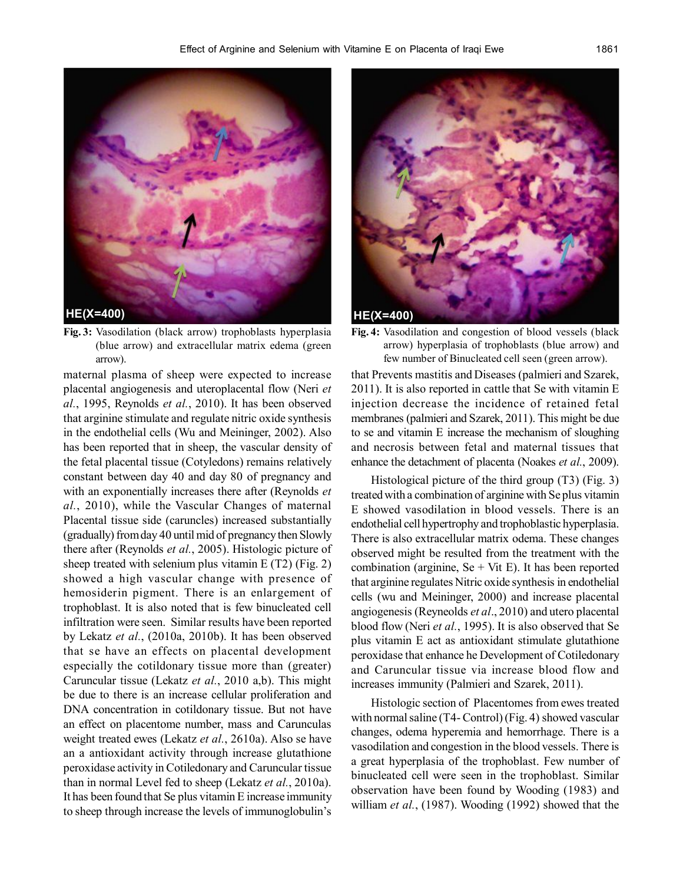Fig. 3: Vasodilation (black arrow) trophoblasts hyperplasia (blue arrow) and extracellular matrix edema (green arrow).

Fig. 4: Vasodilation and congestion of blood vessels (black arrow) hyperplasia of trophoblasts (blue arrow) and few number of Binucleated cell seen (green arrow).

maternal plasma of sheep were expected to increase placental angiogenesis and uteroplacental flow (Neri *et al.*, 1995, Reynolds *et al.*, 2010). It has been observed that arginine stimulate and regulate nitric oxide synthesis in the endothelial cells (Wu and Meininger, 2002). Also has been reported that in sheep, the vascular density of the fetal placental tissue (Cotyledons) remains relatively constant between day 40 and day 80 of pregnancy and with an exponentially increases there after (Reynolds *et al.*, 2010), while the Vascular Changes of maternal Placental tissue side (caruncles) increased substantially (gradually) from day 40 until mid of pregnancy then Slowly there after (Reynolds *et al.*, 2005). Histologic picture of sheep treated with selenium plus vitamin E (T2) (Fig. 2) showed a high vascular change with presence of hemosiderin pigment. There is an enlargement of trophoblast. It is also noted that is few binucleated cell infiltration were seen. Similar results have been reported by Lekatz *et al.*, (2010a, 2010b). It has been observed that se have an effects on placental development especially the cotildonary tissue more than (greater) Caruncular tissue (Lekatz *et al.*, 2010 a,b). This might be due to there is an increase cellular proliferation and DNA concentration in cotildonary tissue. But not have an effect on placentome number, mass and Carunculas weight treated ewes (Lekatz *et al.*, 2610a). Also se have an a antioxidant activity through increase glutathione peroxidase activity in Cotiledonary and Caruncular tissue than in normal Level fed to sheep (Lekatz *et al.*, 2010a). It has been found that Se plus vitamin E increase immunity to sheep through increase the levels of immunoglobulin's that Prevents mastitis and Diseases (palmieri and Szarek, 2011). It is also reported in cattle that Se with vitamin E injection decrease the incidence of retained fetal membranes (palmieri and Szarek, 2011). This might be due to se and vitamin E increase the mechanism of sloughing and necrosis between fetal and maternal tissues that enhance the detachment of placenta (Noakes *et al.*, 2009).

Histological picture of the third group (T3) (Fig. 3) treated with a combination of arginine with Se plus vitamin E showed vasodilation in blood vessels. There is an endothelial cell hypertrophy and trophoblastic hyperplasia. There is also extracellular matrix odema. These changes observed might be resulted from the treatment with the combination (arginine, Se + Vit E). It has been reported that arginine regulates Nitric oxide synthesis in endothelial cells (wu and Meininger, 2000) and increase placental angiogenesis (Reyneolds *et al*., 2010) and utero placental blood flow (Neri *et al.*, 1995). It is also observed that Se plus vitamin E act as antioxidant stimulate glutathione peroxidase that enhance he Development of Cotiledonary and Caruncular tissue via increase blood flow and increases immunity (Palmieri and Szarek, 2011).

Histologic section of Placentomes from ewes treated with normal saline (T4- Control) (Fig. 4) showed vascular changes, odema hyperemia and hemorrhage. There is a vasodilation and congestion in the blood vessels. There is a great hyperplasia of the trophoblast. Few number of binucleated cell were seen in the trophoblast. Similar observation have been found by Wooding (1983) and william *et al.*, (1987). Wooding (1992) showed that the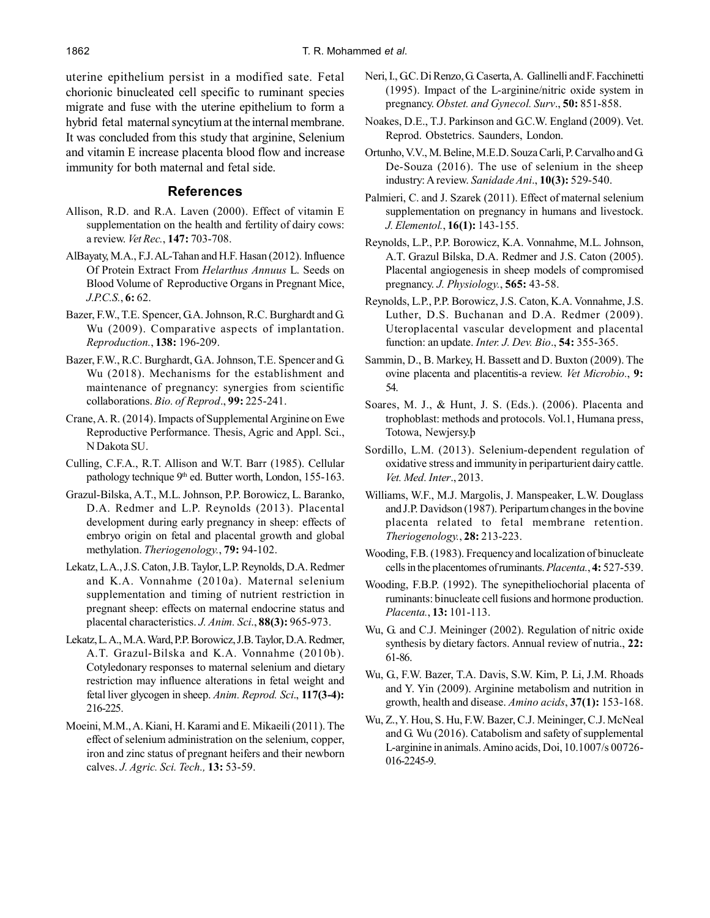uterine epithelium persist in a modified sate. Fetal chorionic binucleated cell specific to ruminant species migrate and fuse with the uterine epithelium to form a hybrid fetal maternal syncytium at the internal membrane. It was concluded from this study that arginine, Selenium and vitamin E increase placenta blood flow and increase immunity for both maternal and fetal side.

## References

Allison, R.D. and R.A. Laven (2000). Effect of vitamin E supplementation on the health and fertility of dairy cows: a review. *Vet Rec.*, **147:** 703-708.

AlBayaty, M.A., F.J. AL-Tahan and H.F. Hasan (2012). Influence Of Protein Extract From *Helarthus Annuus* L. Seeds on Blood Volume of Reproductive Organs in Pregnant Mice, *J.P.C.S.*, **6:** 62.

Bazer, F.W., T.E. Spencer, G.A. Johnson, R.C. Burghardt and G. Wu (2009). Comparative aspects of implantation. *Reproduction.*, **138:** 196-209.

Bazer, F.W., R.C. Burghardt, G.A. Johnson, T.E. Spencer and G. Wu (2018). Mechanisms for the establishment and maintenance of pregnancy: synergies from scientific collaborations. *Bio. of Reprod*., **99:** 225-241.

Crane, A. R. (2014). Impacts of Supplemental Arginine on Ewe Reproductive Performance. Thesis, Agric and Appl. Sci., N Dakota SU.

Culling, C.F.A., R.T. Allison and W.T. Barr (1985). Cellular pathology technique 9th ed. Butter worth, London, 155-163.

Grazul-Bilska, A.T., M.L. Johnson, P.P. Borowicz, L. Baranko, D.A. Redmer and L.P. Reynolds (2013). Placental development during early pregnancy in sheep: effects of embryo origin on fetal and placental growth and global methylation. *Theriogenology.*, **79:** 94-102.

Lekatz, L.A., J.S. Caton, J.B. Taylor, L.P. Reynolds, D.A. Redmer and K.A. Vonnahme (2010a). Maternal selenium supplementation and timing of nutrient restriction in pregnant sheep: effects on maternal endocrine status and placental characteristics. *J. Anim. Sci*., **88(3):** 965-973.

Lekatz, L. A., M.A. Ward, P.P. Borowicz, J.B. Taylor, D.A. Redmer, A.T. Grazul-Bilska and K.A. Vonnahme (2010b). Cotyledonary responses to maternal selenium and dietary restriction may influence alterations in fetal weight and fetal liver glycogen in sheep. *Anim. Reprod. Sci*., **117(3-4):** 216-225.

Moeini, M.M., A. Kiani, H. Karami and E. Mikaeili (2011). The effect of selenium administration on the selenium, copper, iron and zinc status of pregnant heifers and their newborn calves. *J. Agric. Sci. Tech.,* **13:** 53-59.

Neri, I., G.C. Di Renzo, G. Caserta, A. Gallinelli and F. Facchinetti (1995). Impact of the L-arginine/nitric oxide system in pregnancy. *Obstet. and Gynecol. Surv*., **50:** 851-858.

Noakes, D.E., T.J. Parkinson and G.C.W. England (2009). Vet. Reprod. Obstetrics. Saunders, London.

Ortunho, V.V., M. Beline, M.E.D. Souza Carli, P. Carvalho and G. De-Souza (2016). The use of selenium in the sheep industry: A review. *Sanidade Ani*., **10(3):** 529-540.

Palmieri, C. and J. Szarek (2011). Effect of maternal selenium supplementation on pregnancy in humans and livestock. *J. Elementol.*, **16(1):** 143-155.

Reynolds, L.P., P.P. Borowicz, K.A. Vonnahme, M.L. Johnson, A.T. Grazul Bilska, D.A. Redmer and J.S. Caton (2005). Placental angiogenesis in sheep models of compromised pregnancy. *J. Physiology.*, **565:** 43-58.

Reynolds, L.P., P.P. Borowicz, J.S. Caton, K.A. Vonnahme, J.S. Luther, D.S. Buchanan and D.A. Redmer (2009). Uteroplacental vascular development and placental function: an update. *Inter. J. Dev. Bio*., **54:** 355-365.

Sammin, D., B. Markey, H. Bassett and D. Buxton (2009). The ovine placenta and placentitis-a review. *Vet Microbio*., **9:** 54.

Soares, M. J., & Hunt, J. S. (Eds.). (2006). Placenta and trophoblast: methods and protocols. Vol.1, Humana press, Totowa, Newjersy.þ

Sordillo, L.M. (2013). Selenium-dependent regulation of oxidative stress and immunity in periparturient dairy cattle. *Vet. Med. Inter*., 2013.

Williams, W.F., M.J. Margolis, J. Manspeaker, L.W. Douglass and J.P. Davidson (1987). Peripartum changes in the bovine placenta related to fetal membrane retention. *Theriogenology.*, **28:** 213-223.

Wooding, F.B. (1983). Frequency and localization of binucleate cells in the placentomes of ruminants. *Placenta.*, **4:** 527-539.

Wooding, F.B.P. (1992). The synepitheliochorial placenta of ruminants: binucleate cell fusions and hormone production. *Placenta.*, **13:** 101-113.

Wu, G. and C.J. Meininger (2002). Regulation of nitric oxide synthesis by dietary factors. Annual review of nutria., **22:** 61-86.

Wu, G., F.W. Bazer, T.A. Davis, S.W. Kim, P. Li, J.M. Rhoads and Y. Yin (2009). Arginine metabolism and nutrition in growth, health and disease. *Amino acids*, **37(1):** 153-168.

Wu, Z., Y. Hou, S. Hu, F.W. Bazer, C.J. Meininger, C.J. McNeal and G. Wu (2016). Catabolism and safety of supplemental L-arginine in animals. Amino acids, Doi, 10.1007/s 00726-016-2245-9.